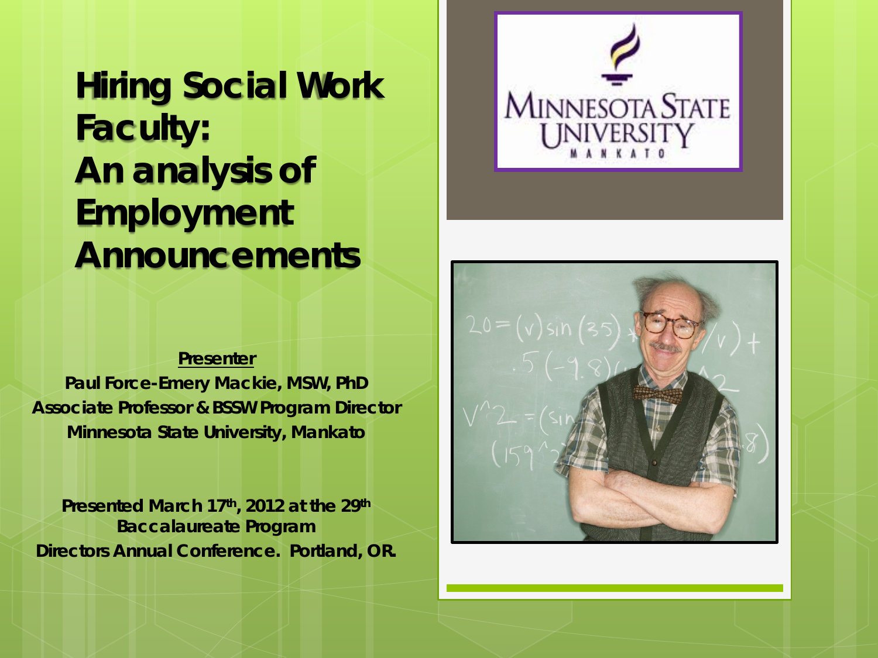# Hiring Social Work Faculty: An analysis of Employment Announcements

**Presenter**

**Paul Force-Emery Mackie, MSW, PhD**
**Associate Professor & BSSW Program Director**
**Minnesota State University, Mankato**

**Presented March 17th, 2012 at the 29th Baccalaureate Program Directors Annual Conference. Portland, OR.**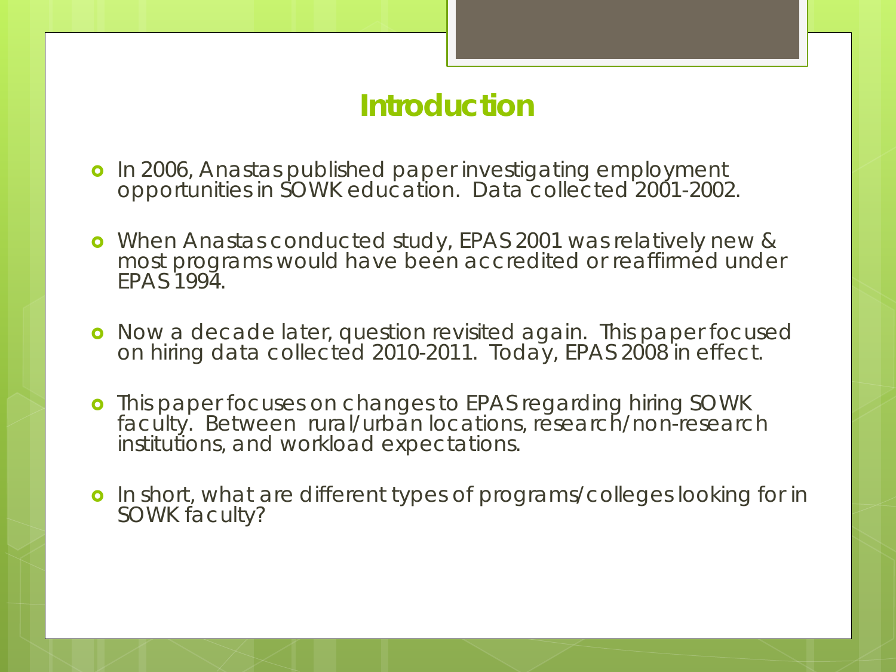# Introduction

- In 2006, Anastas published paper investigating employment opportunities in SOWK education. Data collected 2001-2002.
- When Anastas conducted study, EPAS 2001 was relatively new & most programs would have been accredited or reaffirmed under EPAS 1994.
- Now a decade later, question revisited again. This paper focused on hiring data collected 2010-2011. Today, EPAS 2008 in effect.
- This paper focuses on changes to EPAS regarding hiring SOWK faculty. Between rural/urban locations, research/non-research institutions, and workload expectations.
- In short, what are different types of programs/colleges looking for in SOWK faculty?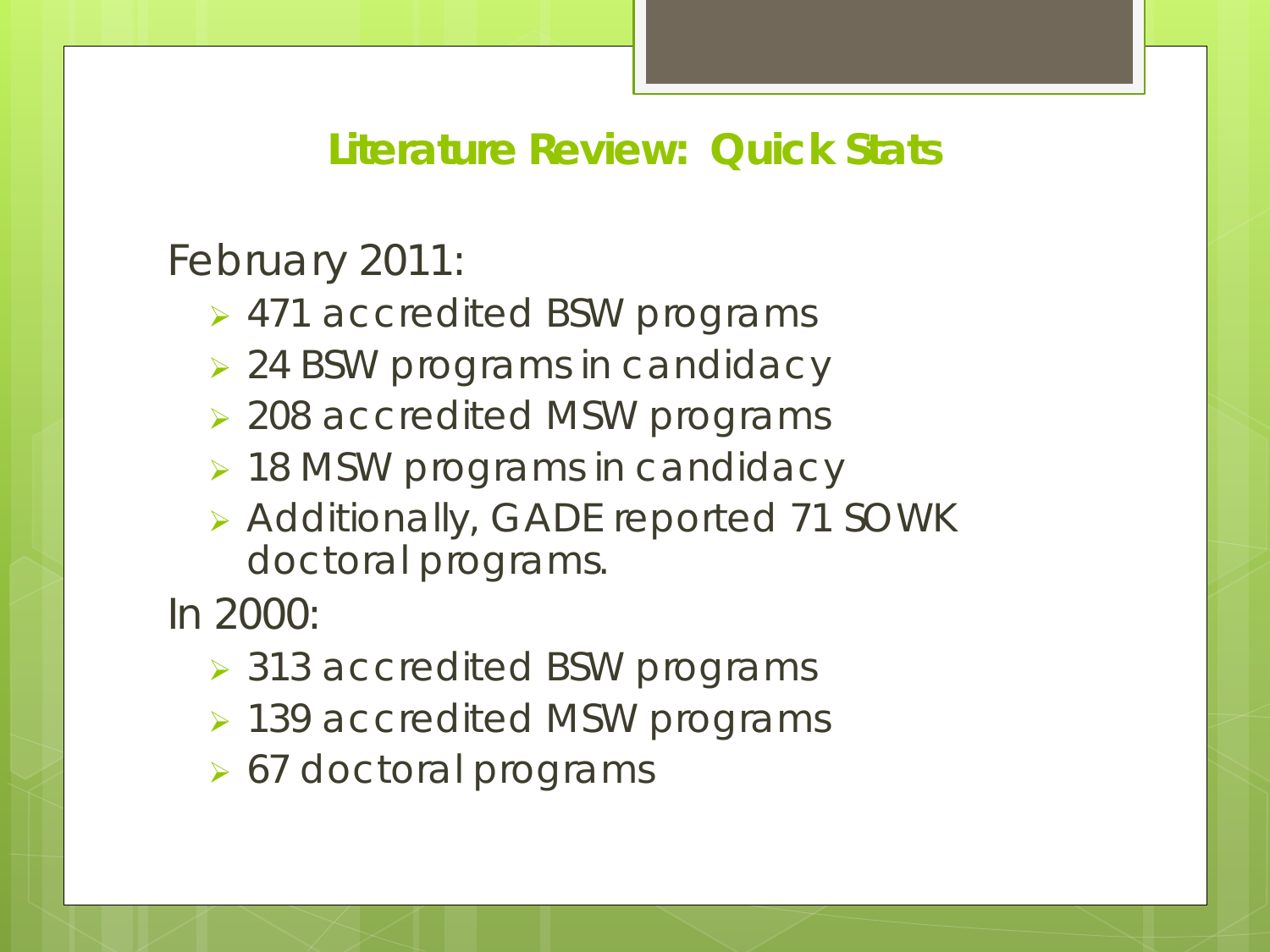## Literature Review: Quick Stats

February 2011:

- 471 accredited BSW programs
- 24 BSW programs in candidacy
- 208 accredited MSW programs
- 18 MSW programs in candidacy
- Additionally, GADE reported 71 SOWK doctoral programs.

In 2000:

- 313 accredited BSW programs
- 139 accredited MSW programs
- 67 doctoral programs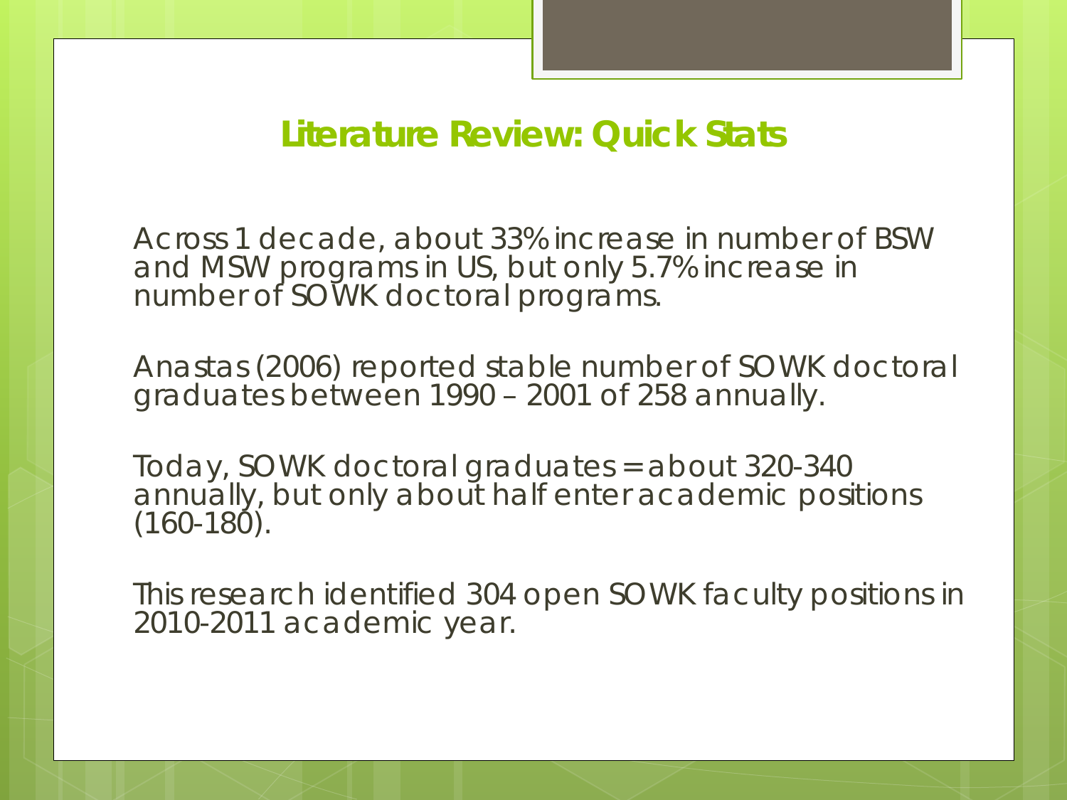## Literature Review: Quick Stats

Across 1 decade, about 33% increase in number of BSW and MSW programs in US, but only 5.7% increase in number of SOWK doctoral programs.

Anastas (2006) reported stable number of SOWK doctoral graduates between 1990 – 2001 of 258 annually.

Today, SOWK doctoral graduates = about 320-340 annually, but only about half enter academic positions (160-180).

This research identified 304 open SOWK faculty positions in 2010-2011 academic year.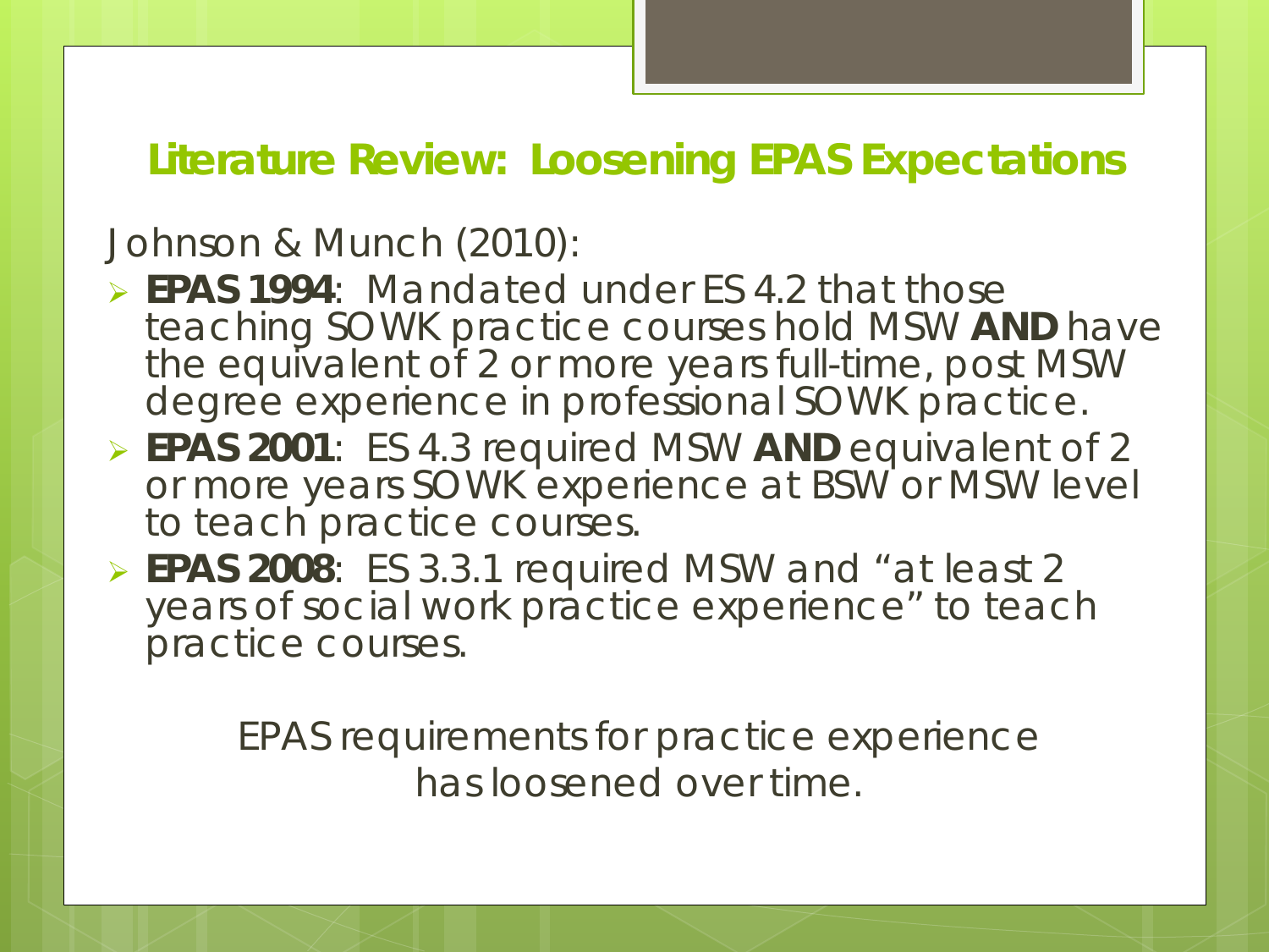## Literature Review: Loosening EPAS Expectations

Johnson & Munch (2010):

- **EPAS 1994**: Mandated under ES 4.2 that those teaching SOWK practice courses hold MSW **AND** have the equivalent of 2 or more years full-time, post MSW degree experience in professional SOWK practice.
- **EPAS 2001**: ES 4.3 required MSW **AND** equivalent of 2 or more years SOWK experience at BSW or MSW level to teach practice courses.
- **EPAS 2008**: ES 3.3.1 required MSW and "at least 2 years of social work practice experience" to teach practice courses.

EPAS requirements for practice experience has loosened over time.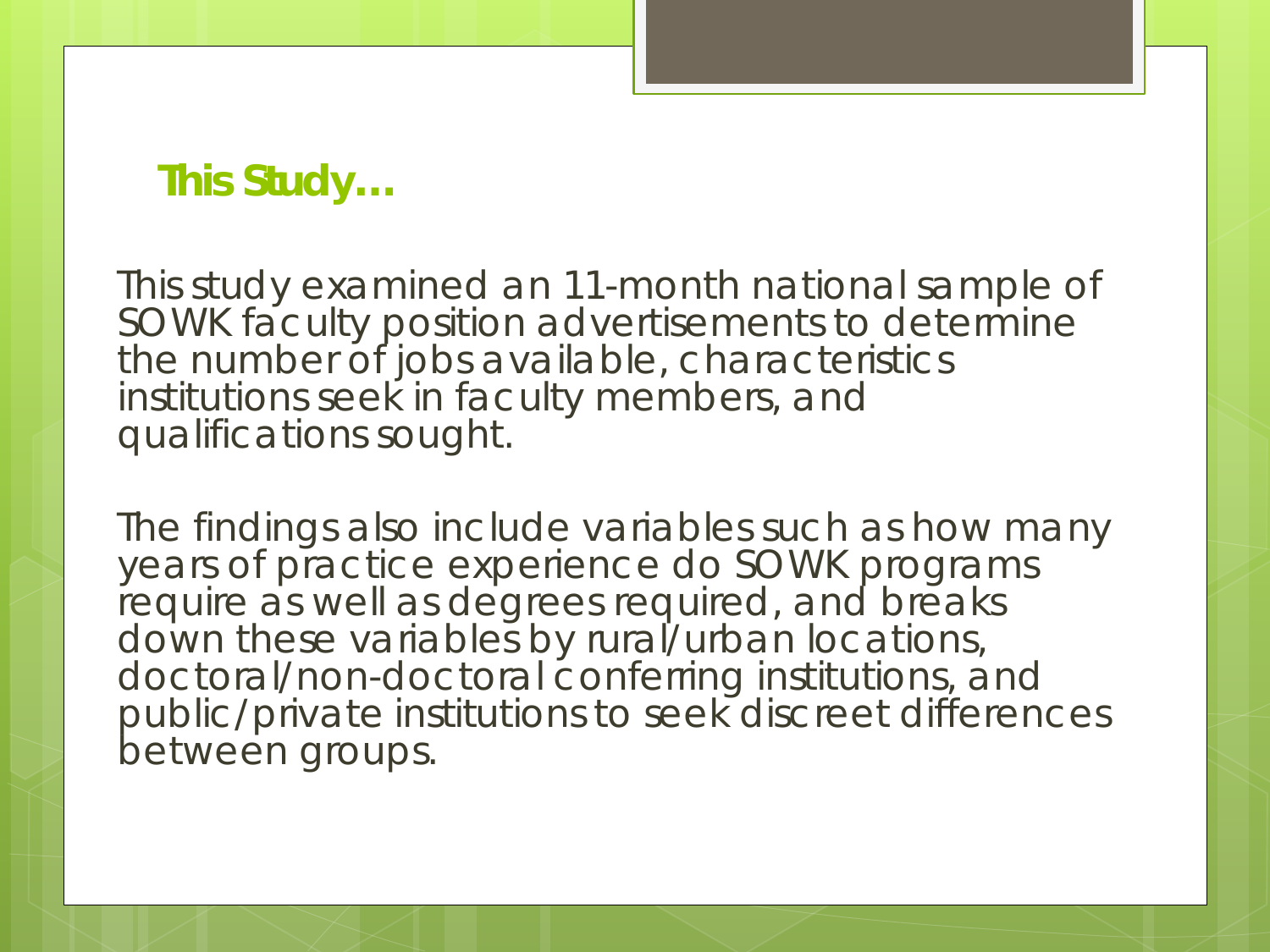## This Study…

This study examined an 11-month national sample of SOWK faculty position advertisements to determine the number of jobs available, characteristics institutions seek in faculty members, and qualifications sought.

The findings also include variables such as how many years of practice experience do SOWK programs require as well as degrees required, and breaks down these variables by rural/urban locations, doctoral/non-doctoral conferring institutions, and public/private institutions to seek discreet differences between groups.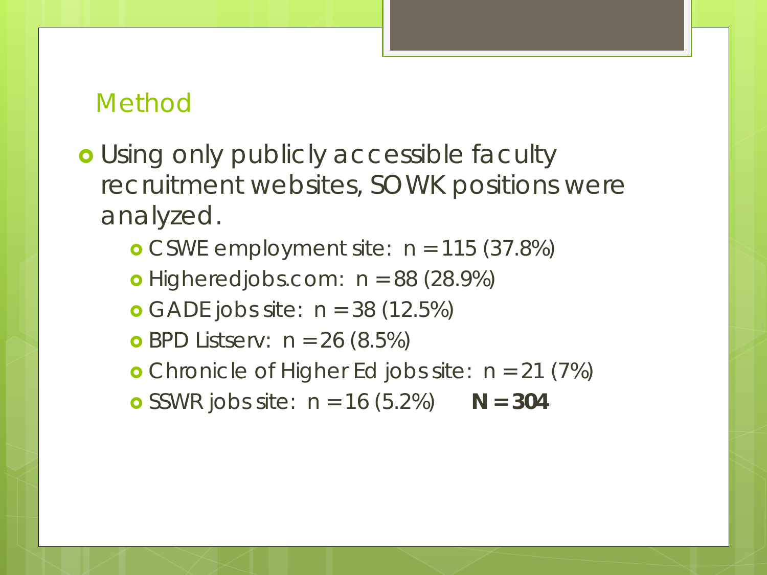## Method

- Using only publicly accessible faculty recruitment websites, SOWK positions were analyzed.
  - CSWE employment site: n = 115 (37.8%)
  - Higheredjobs.com: n = 88 (28.9%)
  - GADE jobs site: n = 38 (12.5%)
  - BPD Listserv: n = 26 (8.5%)
  - Chronicle of Higher Ed jobs site: n = 21 (7%)
  - SSWR jobs site: n = 16 (5.2%) **N = 304**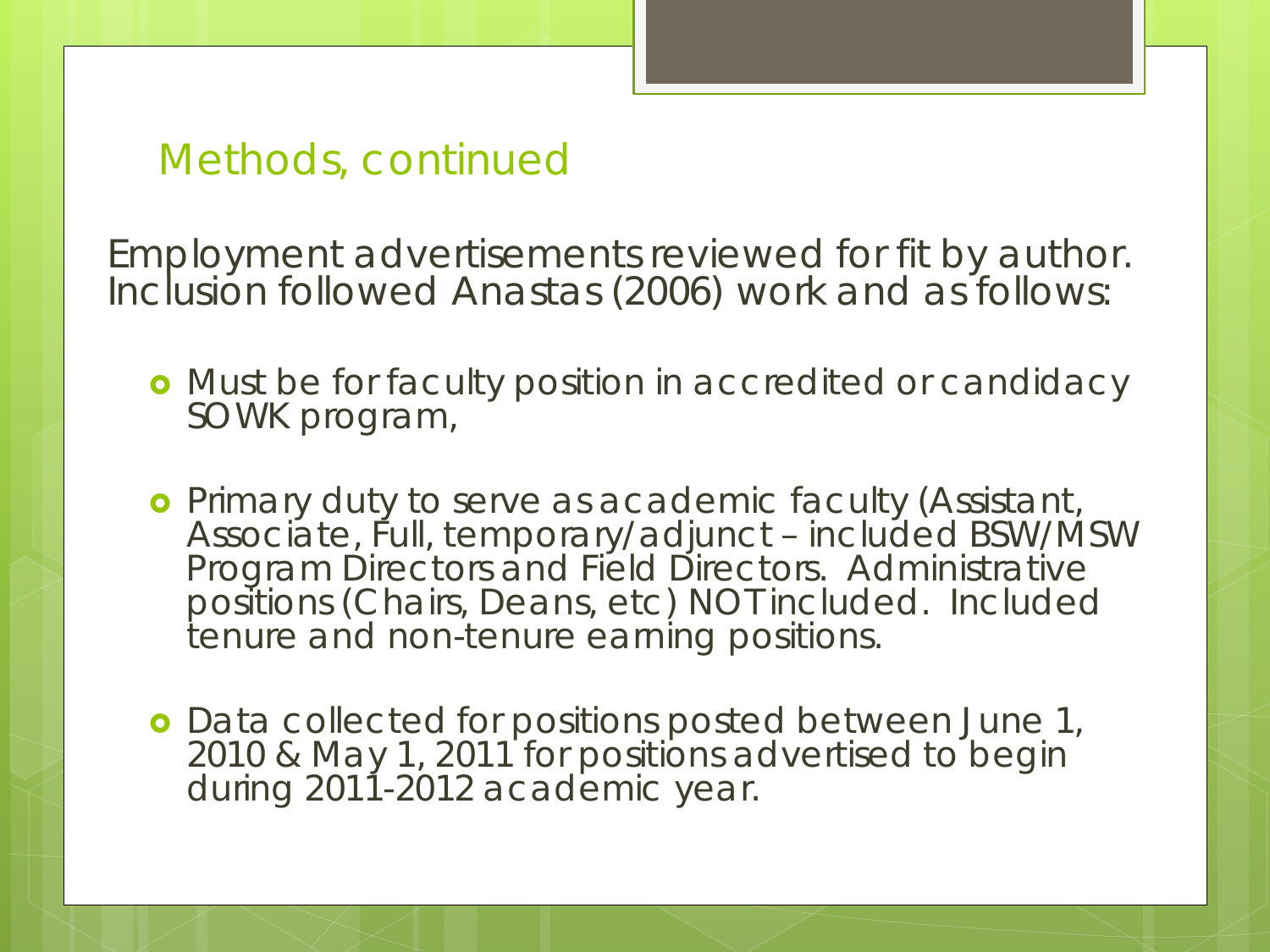## Methods, continued

Employment advertisements reviewed for fit by author. Inclusion followed Anastas (2006) work and as follows:

- Must be for faculty position in accredited or candidacy SOWK program,
- Primary duty to serve as academic faculty (Assistant, Associate, Full, temporary/adjunct – included BSW/MSW Program Directors and Field Directors. Administrative positions (Chairs, Deans, etc) NOT included. Included tenure and non-tenure earning positions.
- Data collected for positions posted between June 1, 2010 & May 1, 2011 for positions advertised to begin during 2011-2012 academic year.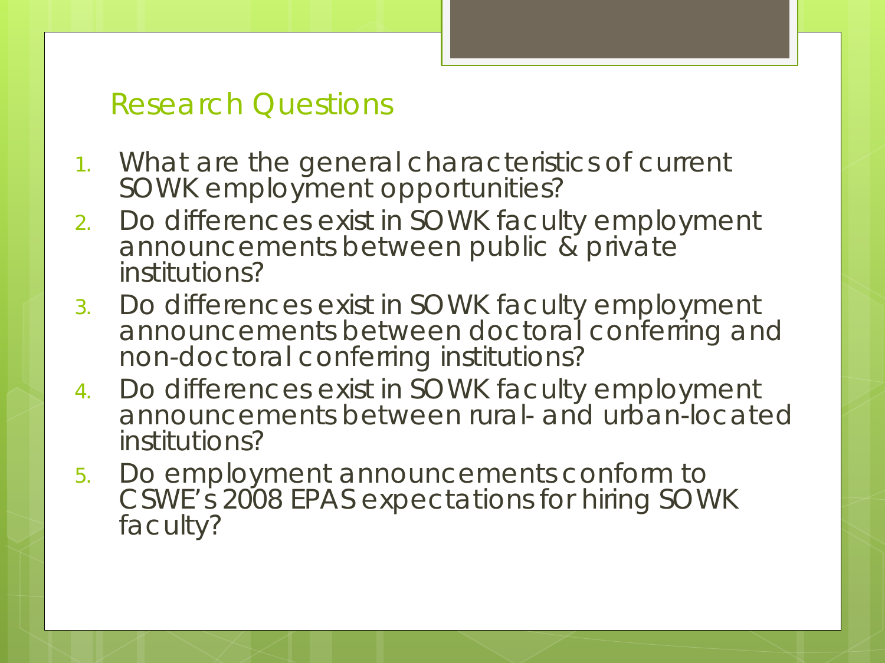## Research Questions

1. What are the general characteristics of current SOWK employment opportunities?
2. Do differences exist in SOWK faculty employment announcements between public & private institutions?
3. Do differences exist in SOWK faculty employment announcements between doctoral conferring and non-doctoral conferring institutions?
4. Do differences exist in SOWK faculty employment announcements between rural- and urban-located institutions?
5. Do employment announcements conform to CSWE's 2008 EPAS expectations for hiring SOWK faculty?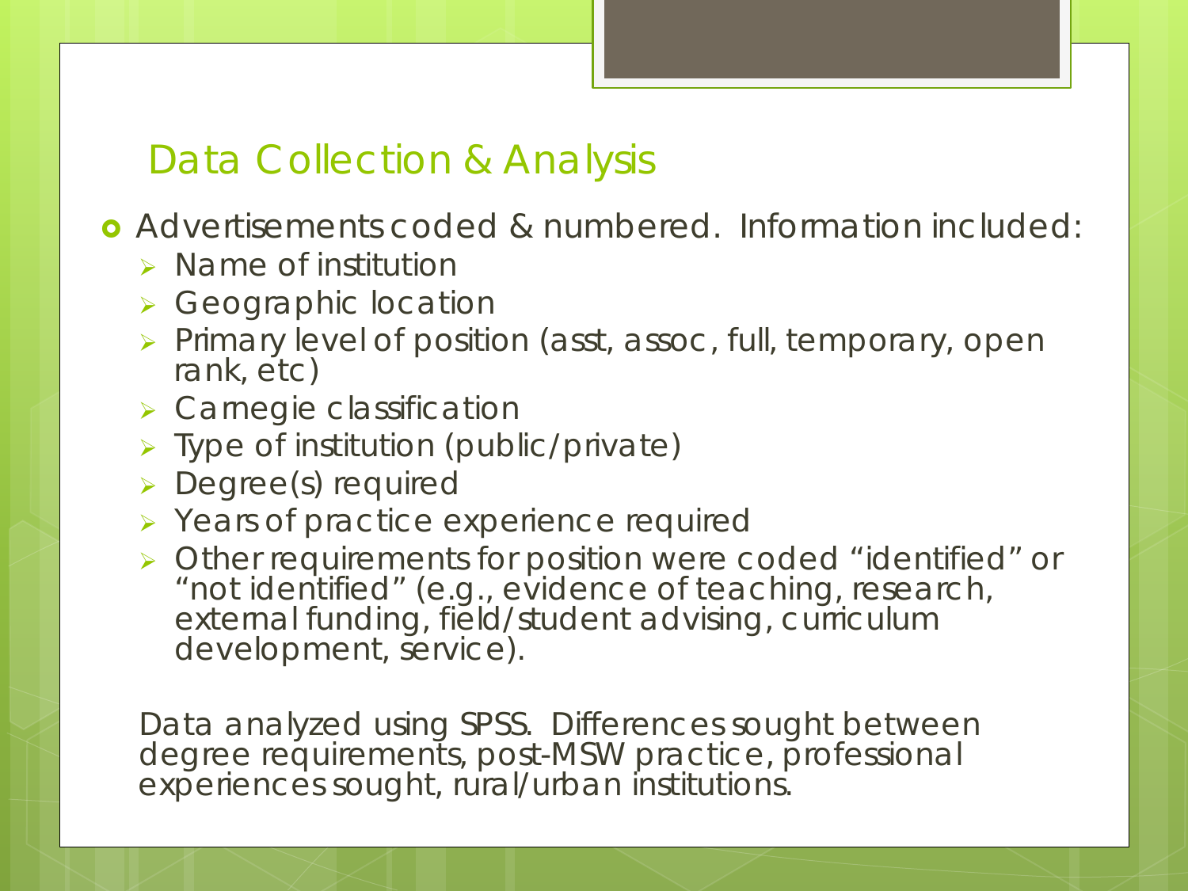## Data Collection & Analysis

- Advertisements coded & numbered. Information included:
  - Name of institution
  - Geographic location
  - Primary level of position (asst, assoc, full, temporary, open rank, etc)
  - Carnegie classification
  - Type of institution (public/private)
  - Degree(s) required
  - Years of practice experience required
  - Other requirements for position were coded "identified" or "not identified" (e.g., evidence of teaching, research, external funding, field/student advising, curriculum development, service).

Data analyzed using SPSS. Differences sought between degree requirements, post-MSW practice, professional experiences sought, rural/urban institutions.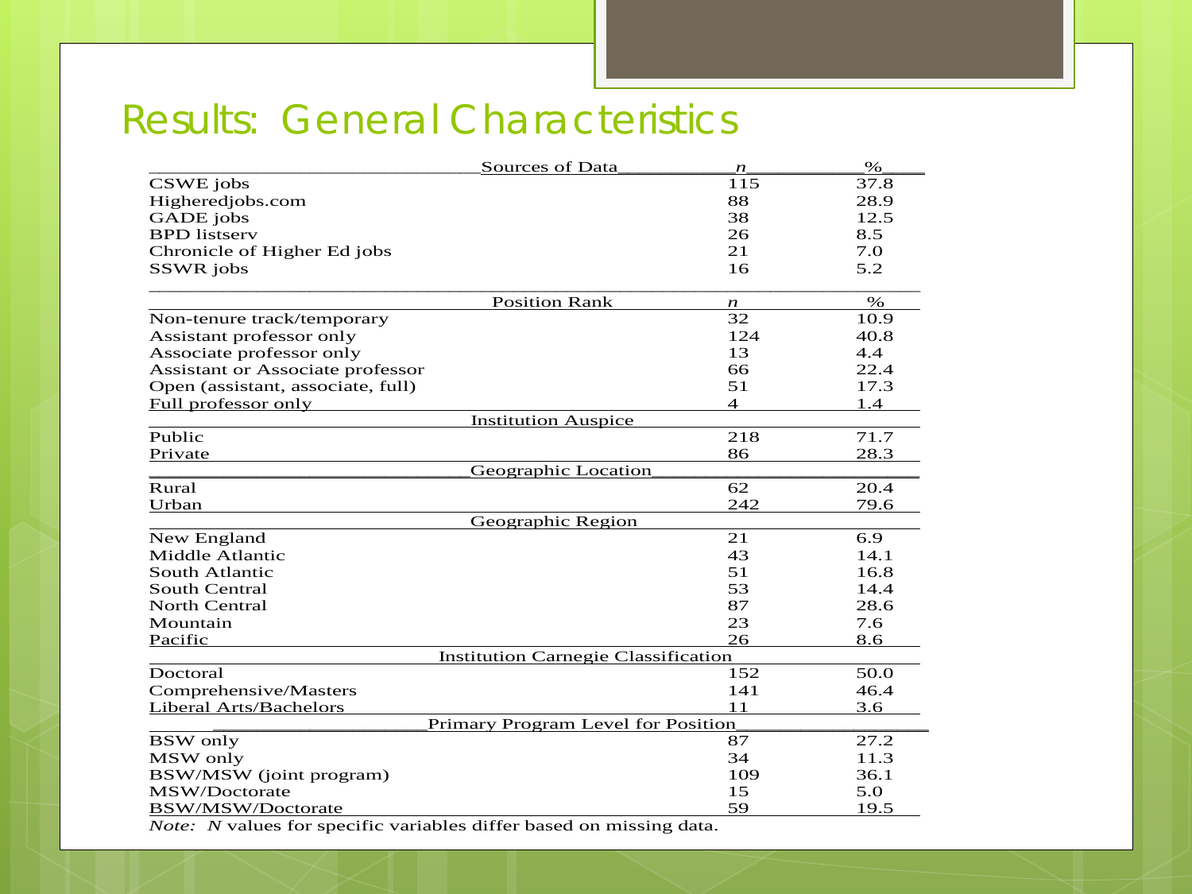## Results: General Characteristics

| Sources of Data | *n* | % |
|---|---|---|
| CSWE jobs | 115 | 37.8 |
| Higheredjobs.com | 88 | 28.9 |
| GADE jobs | 38 | 12.5 |
| BPD listserv | 26 | 8.5 |
| Chronicle of Higher Ed jobs | 21 | 7.0 |
| SSWR jobs | 16 | 5.2 |
| **Position Rank** | ***n*** | **%** |
| Non-tenure track/temporary | 32 | 10.9 |
| Assistant professor only | 124 | 40.8 |
| Associate professor only | 13 | 4.4 |
| Assistant or Associate professor | 66 | 22.4 |
| Open (assistant, associate, full) | 51 | 17.3 |
| Full professor only | 4 | 1.4 |
| **Institution Auspice** | | |
| Public | 218 | 71.7 |
| Private | 86 | 28.3 |
| **Geographic Location** | | |
| Rural | 62 | 20.4 |
| Urban | 242 | 79.6 |
| **Geographic Region** | | |
| New England | 21 | 6.9 |
| Middle Atlantic | 43 | 14.1 |
| South Atlantic | 51 | 16.8 |
| South Central | 53 | 14.4 |
| North Central | 87 | 28.6 |
| Mountain | 23 | 7.6 |
| Pacific | 26 | 8.6 |
| **Institution Carnegie Classification** | | |
| Doctoral | 152 | 50.0 |
| Comprehensive/Masters | 141 | 46.4 |
| Liberal Arts/Bachelors | 11 | 3.6 |
| **Primary Program Level for Position** | | |
| BSW only | 87 | 27.2 |
| MSW only | 34 | 11.3 |
| BSW/MSW (joint program) | 109 | 36.1 |
| MSW/Doctorate | 15 | 5.0 |
| BSW/MSW/Doctorate | 59 | 19.5 |

*Note: N* values for specific variables differ based on missing data.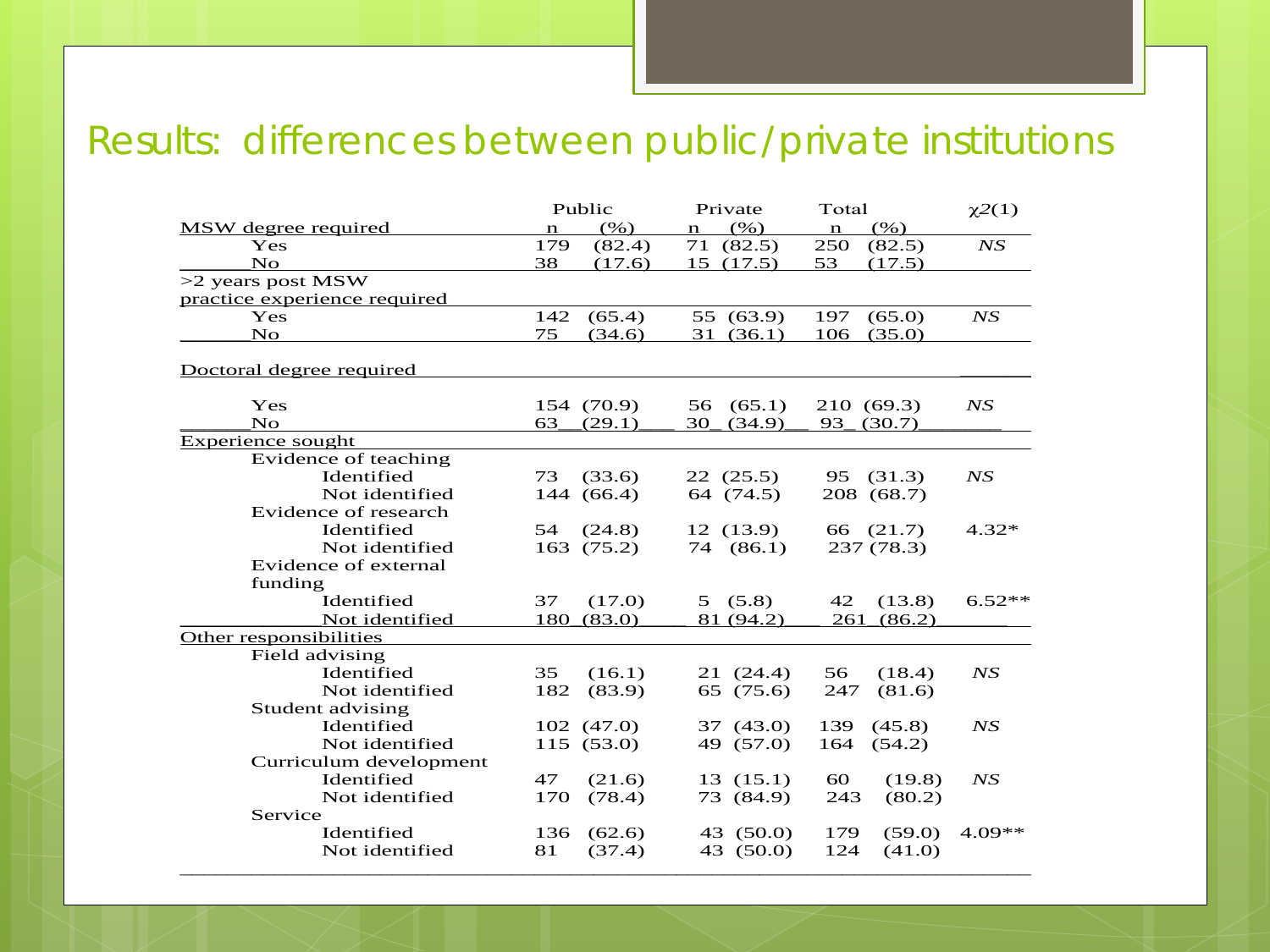# Results: differences between public/private institutions

| | Public | | Private | | Total | | $\chi 2(1)$ |
|---|---|---|---|---|---|---|---|
| MSW degree required | n | (%) | n | (%) | n | (%) | |
| Yes | 179 | (82.4) | 71 | (82.5) | 250 | (82.5) | *NS* |
| No | 38 | (17.6) | 15 | (17.5) | 53 | (17.5) | |
| >2 years post MSW practice experience required | | | | | | | |
| Yes | 142 | (65.4) | 55 | (63.9) | 197 | (65.0) | *NS* |
| No | 75 | (34.6) | 31 | (36.1) | 106 | (35.0) | |
| Doctoral degree required | | | | | | | |
| Yes | 154 | (70.9) | 56 | (65.1) | 210 | (69.3) | *NS* |
| No | 63 | (29.1) | 30 | (34.9) | 93 | (30.7) | |
| Experience sought | | | | | | | |
| Evidence of teaching | | | | | | | |
| Identified | 73 | (33.6) | 22 | (25.5) | 95 | (31.3) | *NS* |
| Not identified | 144 | (66.4) | 64 | (74.5) | 208 | (68.7) | |
| Evidence of research | | | | | | | |
| Identified | 54 | (24.8) | 12 | (13.9) | 66 | (21.7) | 4.32* |
| Not identified | 163 | (75.2) | 74 | (86.1) | 237 | (78.3) | |
| Evidence of external funding | | | | | | | |
| Identified | 37 | (17.0) | 5 | (5.8) | 42 | (13.8) | 6.52** |
| Not identified | 180 | (83.0) | 81 | (94.2) | 261 | (86.2) | |
| Other responsibilities | | | | | | | |
| Field advising | | | | | | | |
| Identified | 35 | (16.1) | 21 | (24.4) | 56 | (18.4) | *NS* |
| Not identified | 182 | (83.9) | 65 | (75.6) | 247 | (81.6) | |
| Student advising | | | | | | | |
| Identified | 102 | (47.0) | 37 | (43.0) | 139 | (45.8) | *NS* |
| Not identified | 115 | (53.0) | 49 | (57.0) | 164 | (54.2) | |
| Curriculum development | | | | | | | |
| Identified | 47 | (21.6) | 13 | (15.1) | 60 | (19.8) | *NS* |
| Not identified | 170 | (78.4) | 73 | (84.9) | 243 | (80.2) | |
| Service | | | | | | | |
| Identified | 136 | (62.6) | 43 | (50.0) | 179 | (59.0) | 4.09** |
| Not identified | 81 | (37.4) | 43 | (50.0) | 124 | (41.0) | |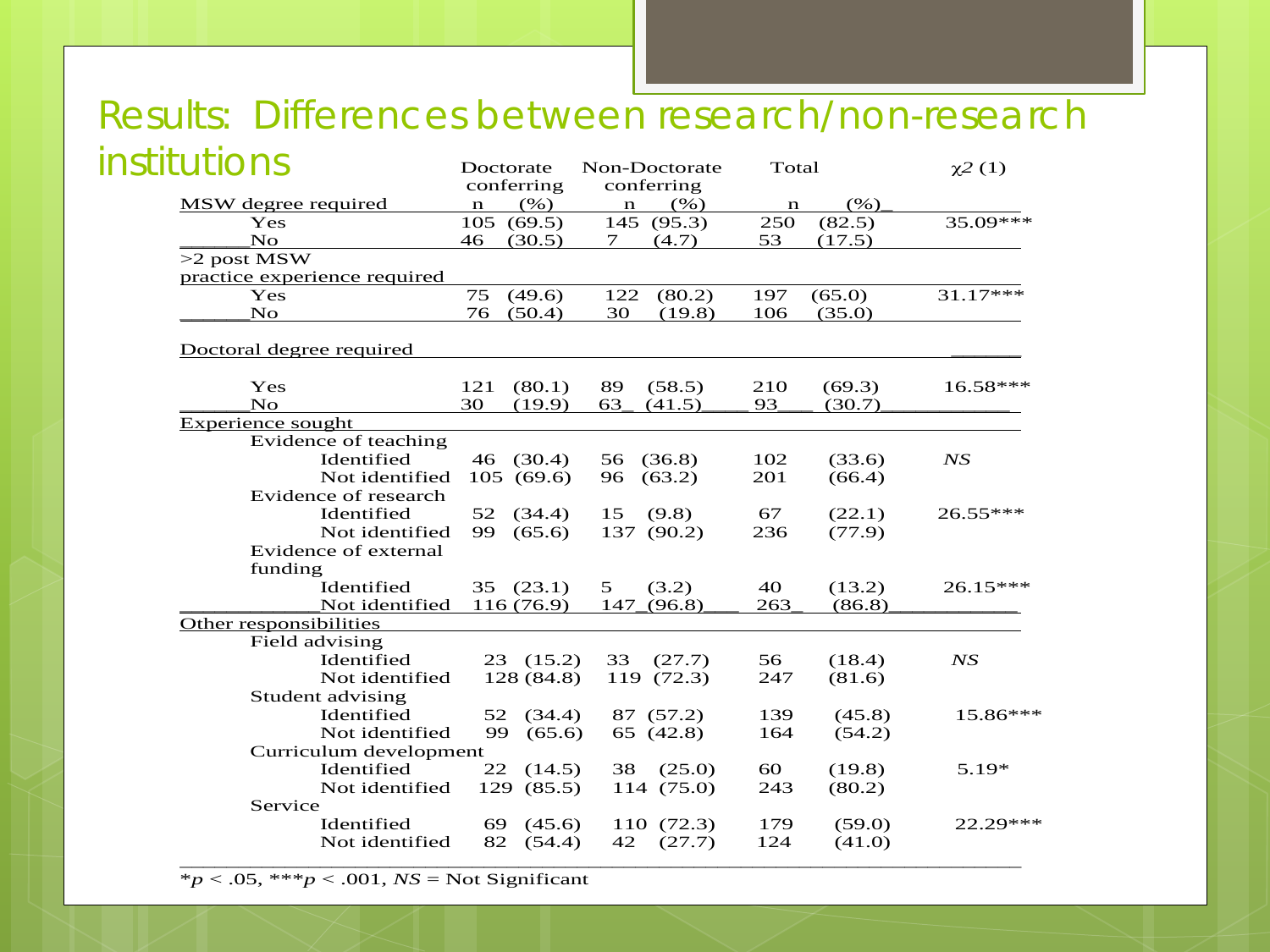# Results: Differences between research/non-research institutions

| | Doctorate conferring | | Non-Doctorate conferring | | Total | | $\chi 2$ (1) |
|---|---|---|---|---|---|---|---|
| **MSW degree required** | n | (%) | n | (%) | n | (%) | |
| Yes | 105 | (69.5) | 145 | (95.3) | 250 | (82.5) | 35.09*** |
| No | 46 | (30.5) | 7 | (4.7) | 53 | (17.5) | |
| **>2 post MSW practice experience required** | | | | | | | |
| Yes | 75 | (49.6) | 122 | (80.2) | 197 | (65.0) | 31.17*** |
| No | 76 | (50.4) | 30 | (19.8) | 106 | (35.0) | |
| **Doctoral degree required** | | | | | | | |
| Yes | 121 | (80.1) | 89 | (58.5) | 210 | (69.3) | 16.58*** |
| No | 30 | (19.9) | 63 | (41.5) | 93 | (30.7) | |
| **Experience sought** | | | | | | | |
| Evidence of teaching | | | | | | | |
| Identified | 46 | (30.4) | 56 | (36.8) | 102 | (33.6) | *NS* |
| Not identified | 105 | (69.6) | 96 | (63.2) | 201 | (66.4) | |
| Evidence of research | | | | | | | |
| Identified | 52 | (34.4) | 15 | (9.8) | 67 | (22.1) | 26.55*** |
| Not identified | 99 | (65.6) | 137 | (90.2) | 236 | (77.9) | |
| Evidence of external funding | | | | | | | |
| Identified | 35 | (23.1) | 5 | (3.2) | 40 | (13.2) | 26.15*** |
| Not identified | 116 | (76.9) | 147 | (96.8) | 263 | (86.8) | |
| **Other responsibilities** | | | | | | | |
| Field advising | | | | | | | |
| Identified | 23 | (15.2) | 33 | (27.7) | 56 | (18.4) | *NS* |
| Not identified | 128 | (84.8) | 119 | (72.3) | 247 | (81.6) | |
| Student advising | | | | | | | |
| Identified | 52 | (34.4) | 87 | (57.2) | 139 | (45.8) | 15.86*** |
| Not identified | 99 | (65.6) | 65 | (42.8) | 164 | (54.2) | |
| Curriculum development | | | | | | | |
| Identified | 22 | (14.5) | 38 | (25.0) | 60 | (19.8) | 5.19* |
| Not identified | 129 | (85.5) | 114 | (75.0) | 243 | (80.2) | |
| Service | | | | | | | |
| Identified | 69 | (45.6) | 110 | (72.3) | 179 | (59.0) | 22.29*** |
| Not identified | 82 | (54.4) | 42 | (27.7) | 124 | (41.0) | |

*$p < .05$, ***$p < .001$, *NS* = Not Significant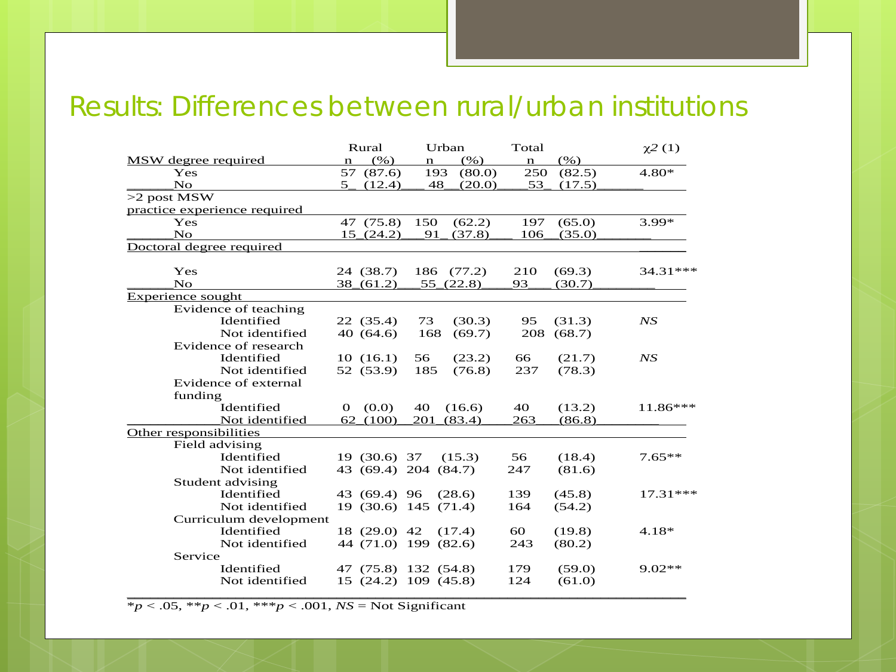# Results: Differences between rural/urban institutions

| | Rural n | (%) | Urban n | (%) | Total n | (%) | $\chi 2$ (1) |
|---|---|---|---|---|---|---|---|
| **MSW degree required** | | | | | | | |
| Yes | 57 | (87.6) | 193 | (80.0) | 250 | (82.5) | 4.80* |
| No | 5 | (12.4) | 48 | (20.0) | 53 | (17.5) | |
| **>2 post MSW practice experience required** | | | | | | | |
| Yes | 47 | (75.8) | 150 | (62.2) | 197 | (65.0) | 3.99* |
| No | 15 | (24.2) | 91 | (37.8) | 106 | (35.0) | |
| **Doctoral degree required** | | | | | | | |
| Yes | 24 | (38.7) | 186 | (77.2) | 210 | (69.3) | 34.31*** |
| No | 38 | (61.2) | 55 | (22.8) | 93 | (30.7) | |
| **Experience sought** | | | | | | | |
| Evidence of teaching | | | | | | | |
| Identified | 22 | (35.4) | 73 | (30.3) | 95 | (31.3) | *NS* |
| Not identified | 40 | (64.6) | 168 | (69.7) | 208 | (68.7) | |
| Evidence of research | | | | | | | |
| Identified | 10 | (16.1) | 56 | (23.2) | 66 | (21.7) | *NS* |
| Not identified | 52 | (53.9) | 185 | (76.8) | 237 | (78.3) | |
| Evidence of external funding | | | | | | | |
| Identified | 0 | (0.0) | 40 | (16.6) | 40 | (13.2) | 11.86*** |
| Not identified | 62 | (100) | 201 | (83.4) | 263 | (86.8) | |
| **Other responsibilities** | | | | | | | |
| Field advising | | | | | | | |
| Identified | 19 | (30.6) | 37 | (15.3) | 56 | (18.4) | 7.65** |
| Not identified | 43 | (69.4) | 204 | (84.7) | 247 | (81.6) | |
| Student advising | | | | | | | |
| Identified | 43 | (69.4) | 96 | (28.6) | 139 | (45.8) | 17.31*** |
| Not identified | 19 | (30.6) | 145 | (71.4) | 164 | (54.2) | |
| Curriculum development | | | | | | | |
| Identified | 18 | (29.0) | 42 | (17.4) | 60 | (19.8) | 4.18* |
| Not identified | 44 | (71.0) | 199 | (82.6) | 243 | (80.2) | |
| Service | | | | | | | |
| Identified | 47 | (75.8) | 132 | (54.8) | 179 | (59.0) | 9.02** |
| Not identified | 15 | (24.2) | 109 | (45.8) | 124 | (61.0) | |

*$p < .05$, **$p < .01$, ***$p < .001$, *NS* = Not Significant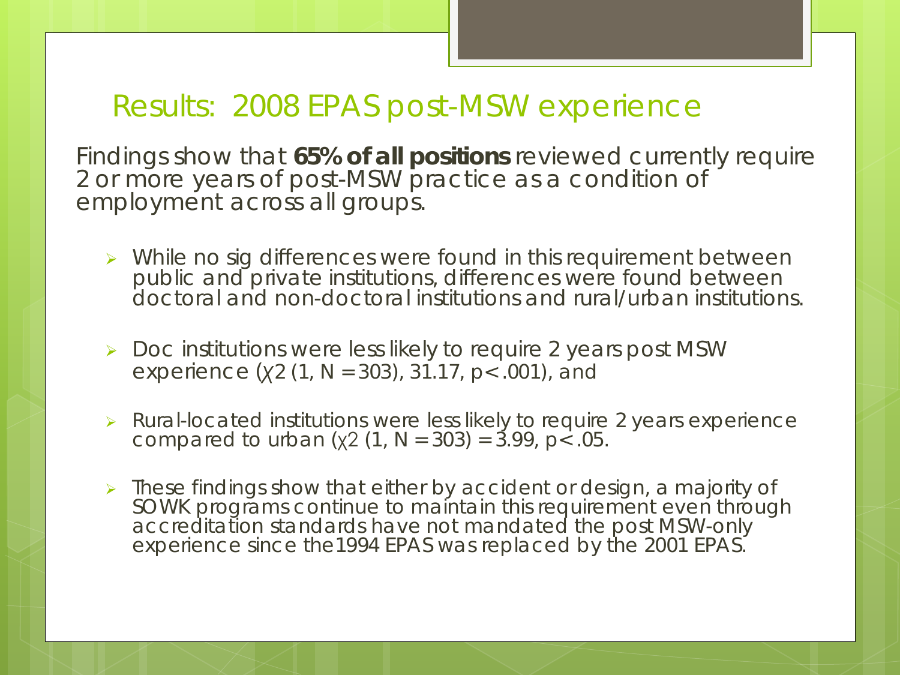## Results: 2008 EPAS post-MSW experience

Findings show that **65% of all positions** reviewed currently require 2 or more years of post-MSW practice as a condition of employment across all groups.

- While no sig differences were found in this requirement between public and private institutions, differences were found between doctoral and non-doctoral institutions and rural/urban institutions.
- Doc institutions were less likely to require 2 years post MSW experience ($\chi^2$ (1, N = 303), 31.17, $p < .001$), and
- Rural-located institutions were less likely to require 2 years experience compared to urban ($\chi^2$ (1, N = 303) = 3.99, $p < .05$.
- These findings show that either by accident or design, a majority of SOWK programs continue to maintain this requirement even through accreditation standards have not mandated the post MSW-only experience since the1994 EPAS was replaced by the 2001 EPAS.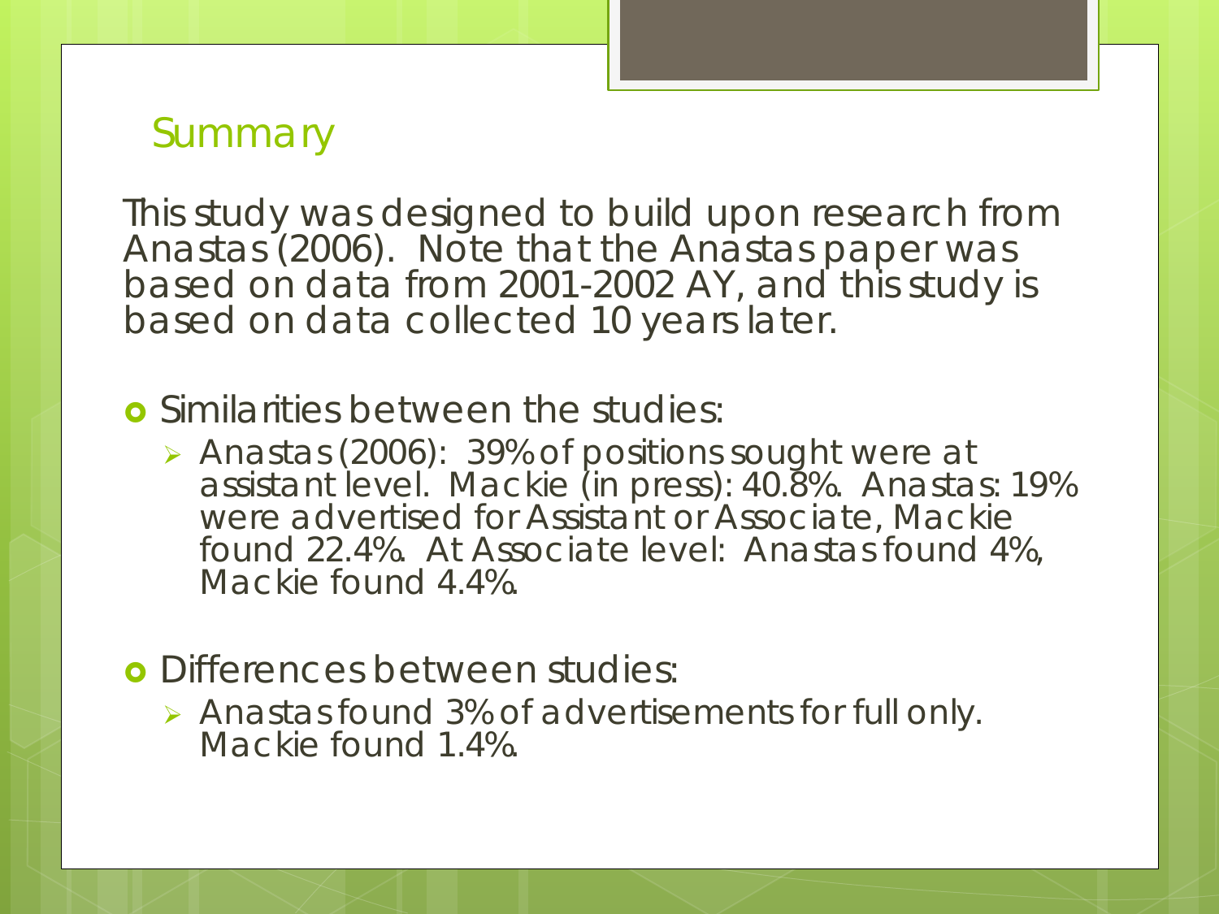## Summary

This study was designed to build upon research from Anastas (2006). Note that the Anastas paper was based on data from 2001-2002 AY, and this study is based on data collected 10 years later.

- Similarities between the studies:
  - Anastas (2006): 39% of positions sought were at assistant level. Mackie (in press): 40.8%. Anastas: 19% were advertised for Assistant or Associate, Mackie found 22.4%. At Associate level: Anastas found 4%, Mackie found 4.4%.

- Differences between studies:
  - Anastas found 3% of advertisements for full only. Mackie found 1.4%.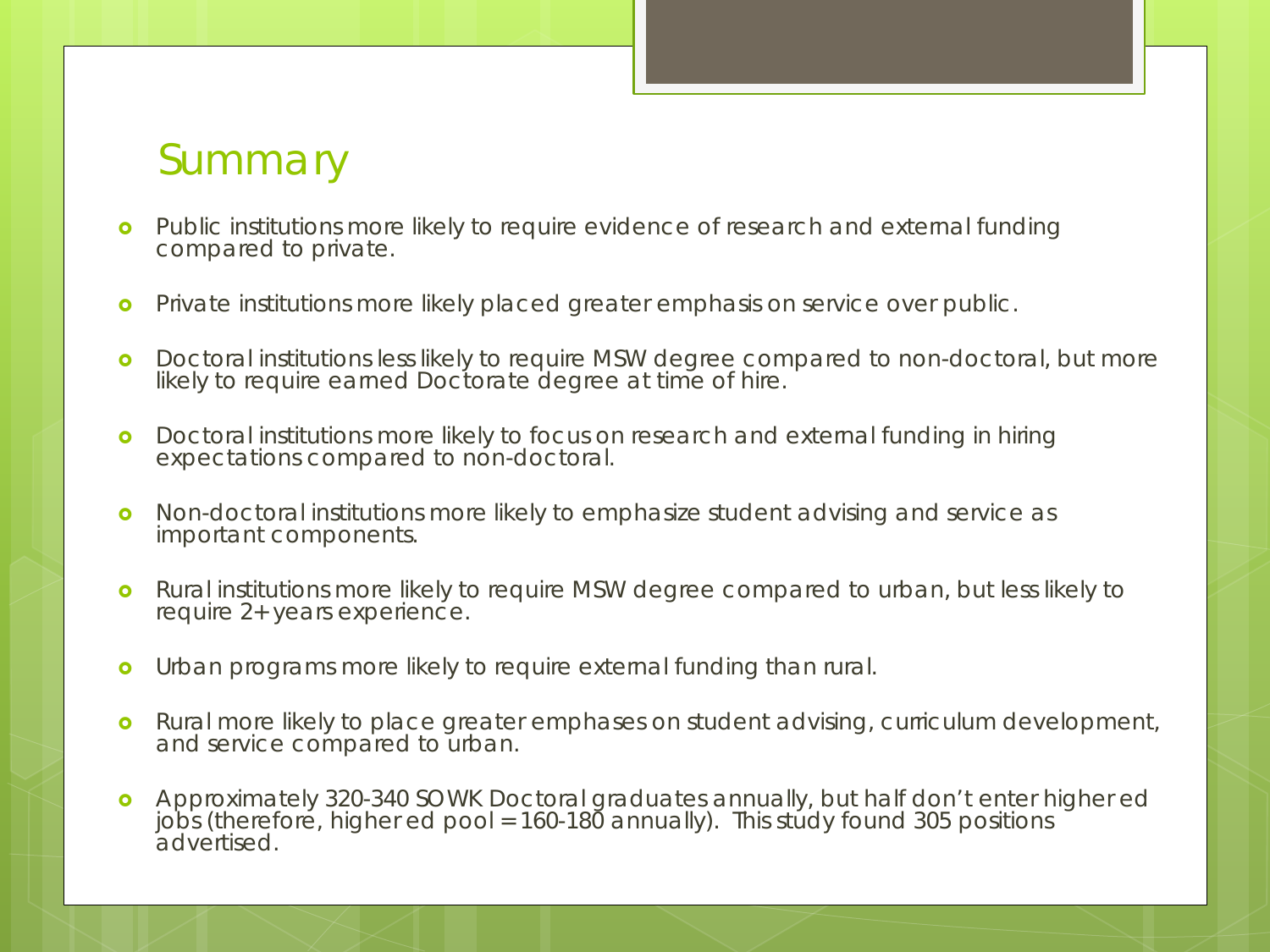## Summary

- Public institutions more likely to require evidence of research and external funding compared to private.
- Private institutions more likely placed greater emphasis on service over public.
- Doctoral institutions less likely to require MSW degree compared to non-doctoral, but more likely to require earned Doctorate degree at time of hire.
- Doctoral institutions more likely to focus on research and external funding in hiring expectations compared to non-doctoral.
- Non-doctoral institutions more likely to emphasize student advising and service as important components.
- Rural institutions more likely to require MSW degree compared to urban, but less likely to require 2+ years experience.
- Urban programs more likely to require external funding than rural.
- Rural more likely to place greater emphases on student advising, curriculum development, and service compared to urban.
- Approximately 320-340 SOWK Doctoral graduates annually, but half don't enter higher ed jobs (therefore, higher ed pool = 160-180 annually). This study found 305 positions advertised.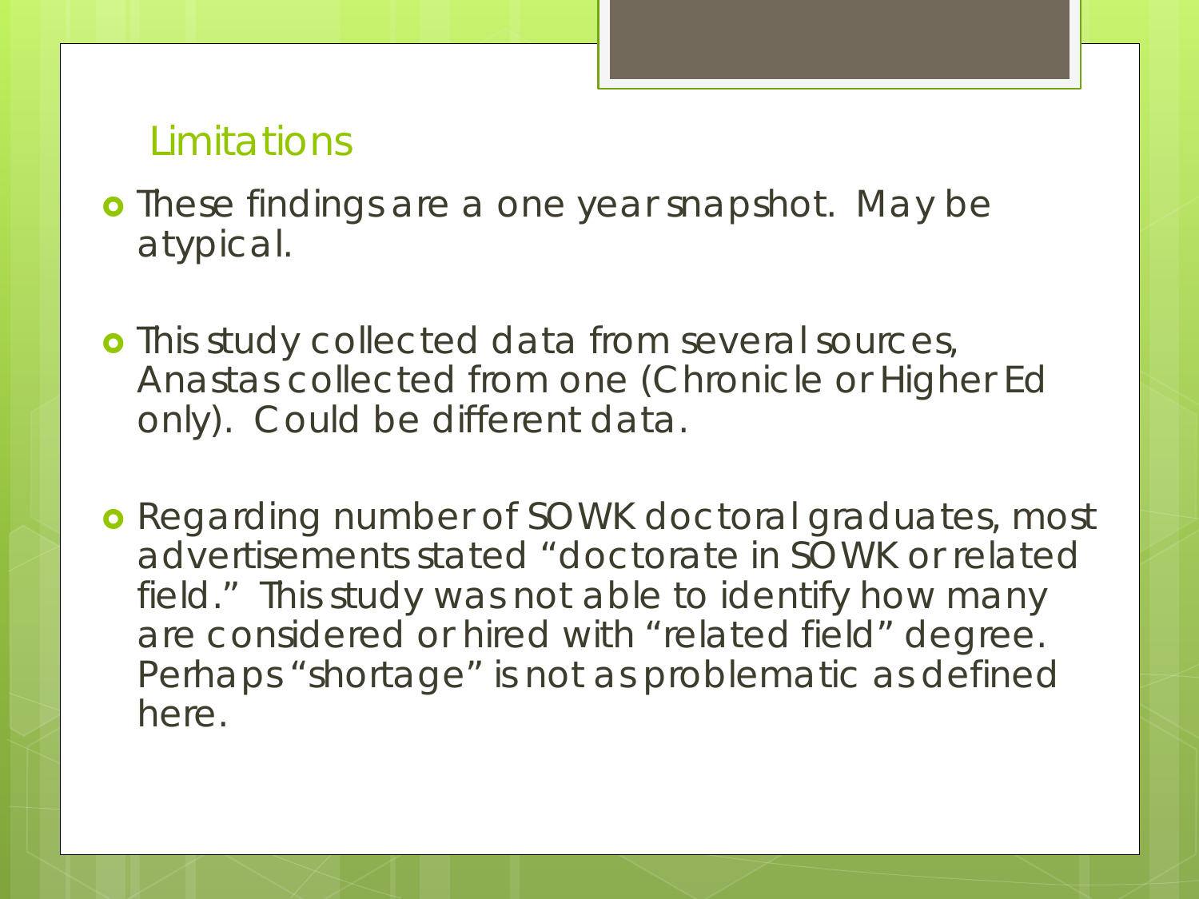## Limitations

- These findings are a one year snapshot. May be atypical.

- This study collected data from several sources, Anastas collected from one (Chronicle or Higher Ed only). Could be different data.

- Regarding number of SOWK doctoral graduates, most advertisements stated "doctorate in SOWK or related field." This study was not able to identify how many are considered or hired with "related field" degree. Perhaps "shortage" is not as problematic as defined here.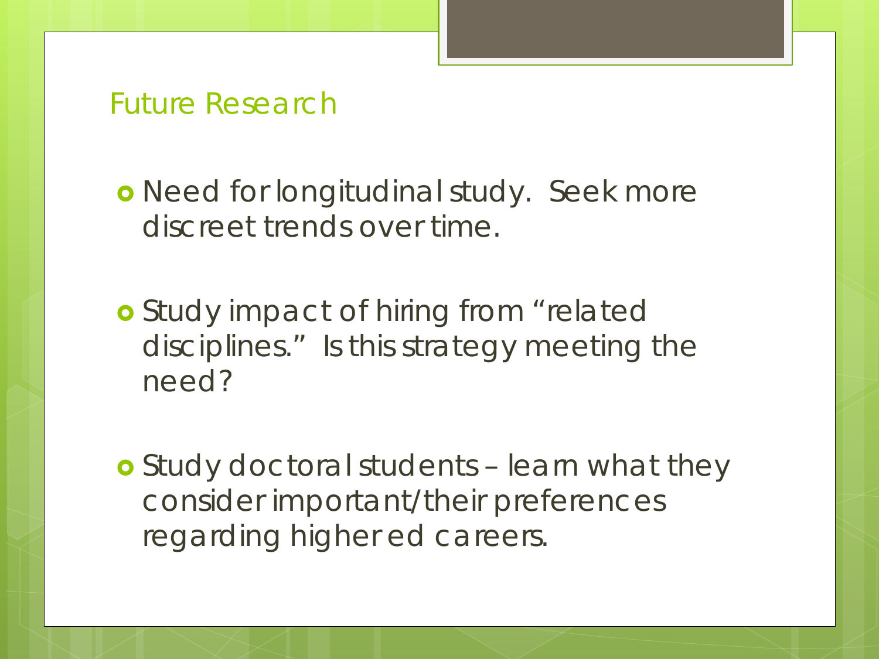## Future Research

- Need for longitudinal study. Seek more discreet trends over time.
- Study impact of hiring from "related disciplines." Is this strategy meeting the need?
- Study doctoral students – learn what they consider important/their preferences regarding higher ed careers.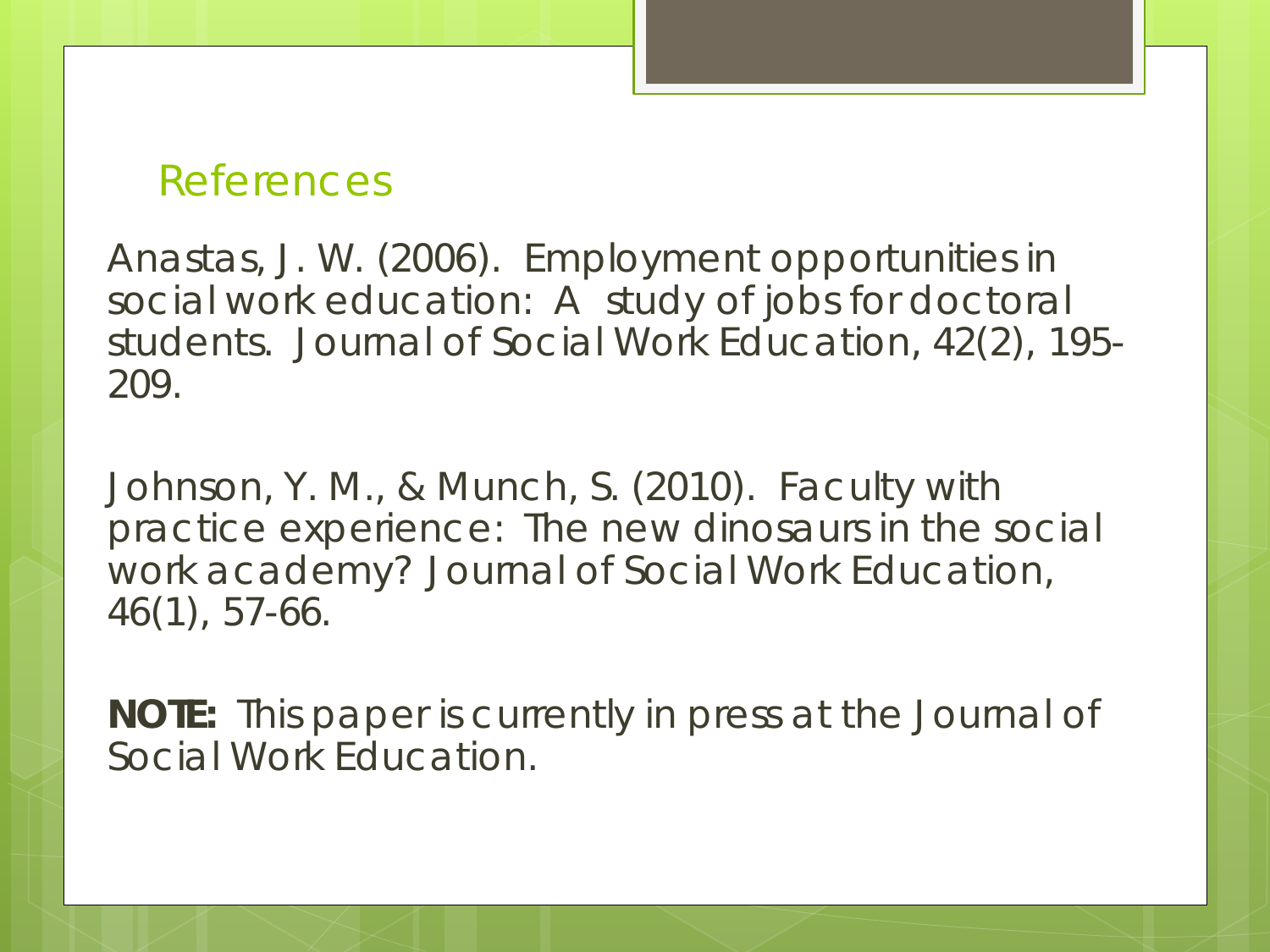## References

Anastas, J. W. (2006). Employment opportunities in social work education: A study of jobs for doctoral students. Journal of Social Work Education, 42(2), 195-209.

Johnson, Y. M., & Munch, S. (2010). Faculty with practice experience: The new dinosaurs in the social work academy? Journal of Social Work Education, 46(1), 57-66.

**NOTE:** This paper is currently in press at the Journal of Social Work Education.